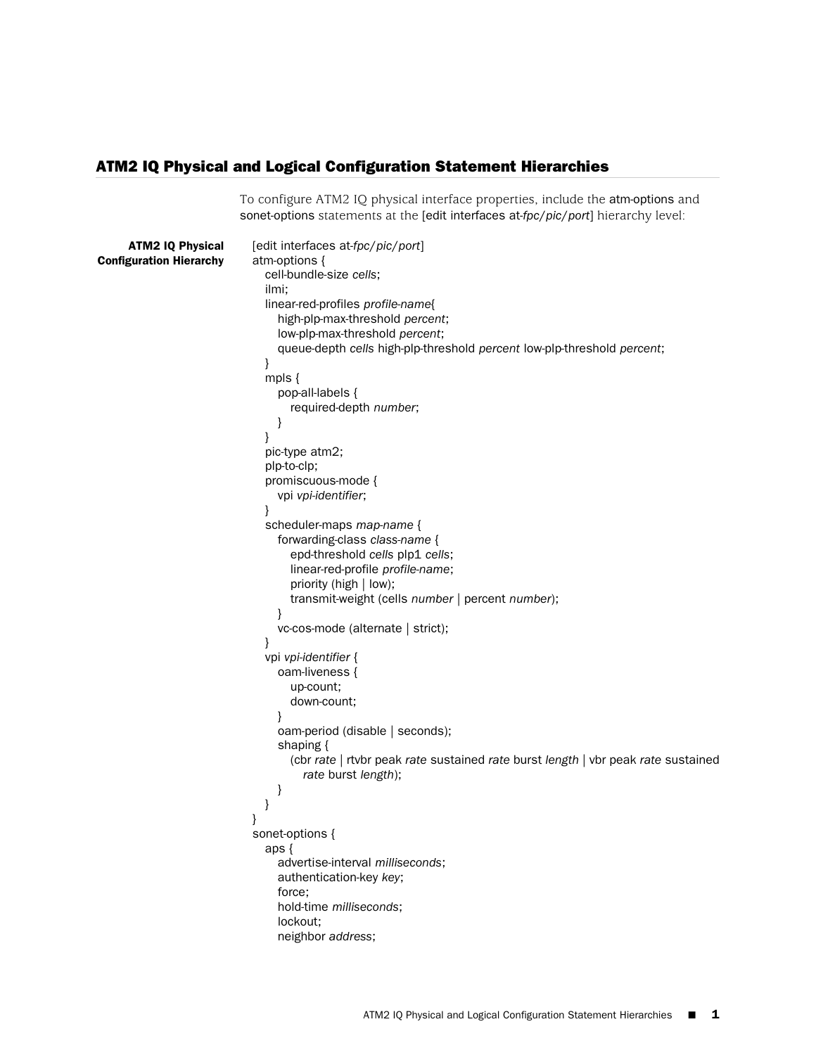## ATM2 IQ Physical and Logical Configuration Statement Hierarchies

To configure ATM2 IQ physical interface properties, include the atm-options and sonet-options statements at the [edit interfaces at-*fpc/pic/port*] hierarchy level:

**ATM2 IQ Physical Configuration Hierarchy**

```
[edit interfaces at-fpc/pic/port]
atm-options {
   cell-bundle-size cells;
   ilmi;
   linear-red-profiles profile-name{
      high-plp-max-threshold percent;
      low-plp-max-threshold percent;
      queue-depth cells high-plp-threshold percent low-plp-threshold percent;
   }
   mpls {
      pop-all-labels {
         required-depth number;
      }
   }
   pic-type atm2;
   plp-to-clp;
   promiscuous-mode {
      vpi vpi-identifier;
   }
   scheduler-maps map-name {
      forwarding-class class-name {
         epd-threshold cells plp1 cells;
         linear-red-profile profile-name;
         priority (high | low);
         transmit-weight (cells number | percent number);
      }
      vc-cos-mode (alternate | strict);
   }
   vpi vpi-identifier {
      oam-liveness {
         up-count;
         down-count;
      }
      oam-period (disable | seconds);
      shaping {
         (cbr rate | rtvbr peak rate sustained rate burst length | vbr peak rate sustained
            rate burst length);
      }
   }
}
sonet-options {
   aps {
      advertise-interval milliseconds;
      authentication-key key;
      force;
      hold-time milliseconds;
      lockout;
      neighbor address;
```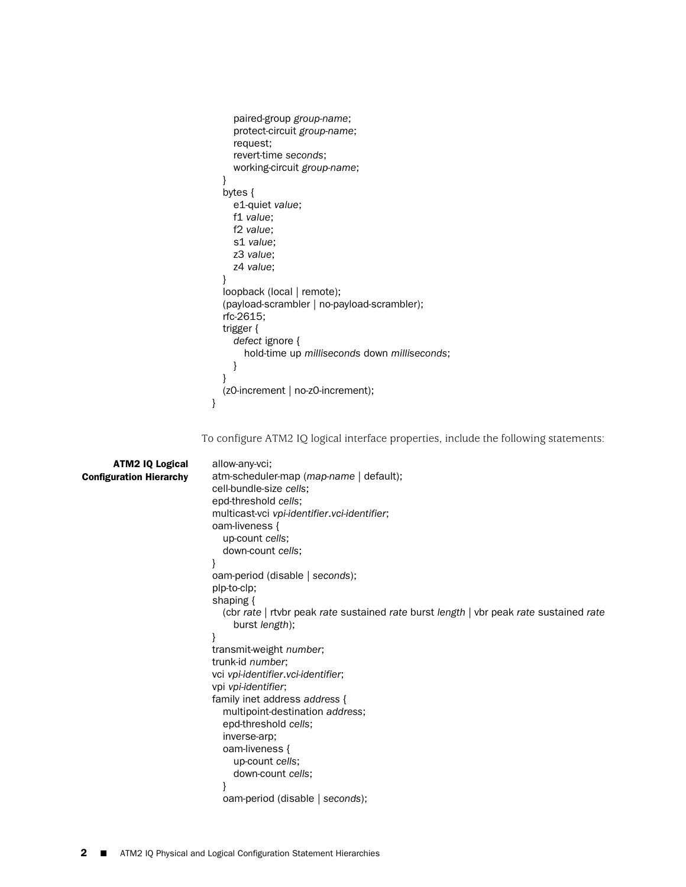```
      paired-group group-name;
      protect-circuit group-name;
      request;
      revert-time seconds;
      working-circuit group-name;
    }
    bytes {
      e1-quiet value;
      f1 value;
      f2 value;
      s1 value;
      z3 value;
      z4 value;
    }
    loopback (local | remote);
    (payload-scrambler | no-payload-scrambler);
    rfc-2615;
    trigger {
      defect ignore {
        hold-time up milliseconds down milliseconds;
      }
    }
    (z0-increment | no-z0-increment);
  }
```

To configure ATM2 IQ logical interface properties, include the following statements:

**ATM2 IQ Logical Configuration Hierarchy**

```
allow-any-vci;
atm-scheduler-map (map-name | default);
cell-bundle-size cells;
epd-threshold cells;
multicast-vci vpi-identifier.vci-identifier;
oam-liveness {
  up-count cells;
  down-count cells;
}
oam-period (disable | seconds);
plp-to-clp;
shaping {
  (cbr rate | rtvbr peak rate sustained rate burst length | vbr peak rate sustained rate
    burst length);
}
transmit-weight number;
trunk-id number;
vci vpi-identifier.vci-identifier;
vpi vpi-identifier;
family inet address address {
  multipoint-destination address;
  epd-threshold cells;
  inverse-arp;
  oam-liveness {
    up-count cells;
    down-count cells;
  }
  oam-period (disable | seconds);
```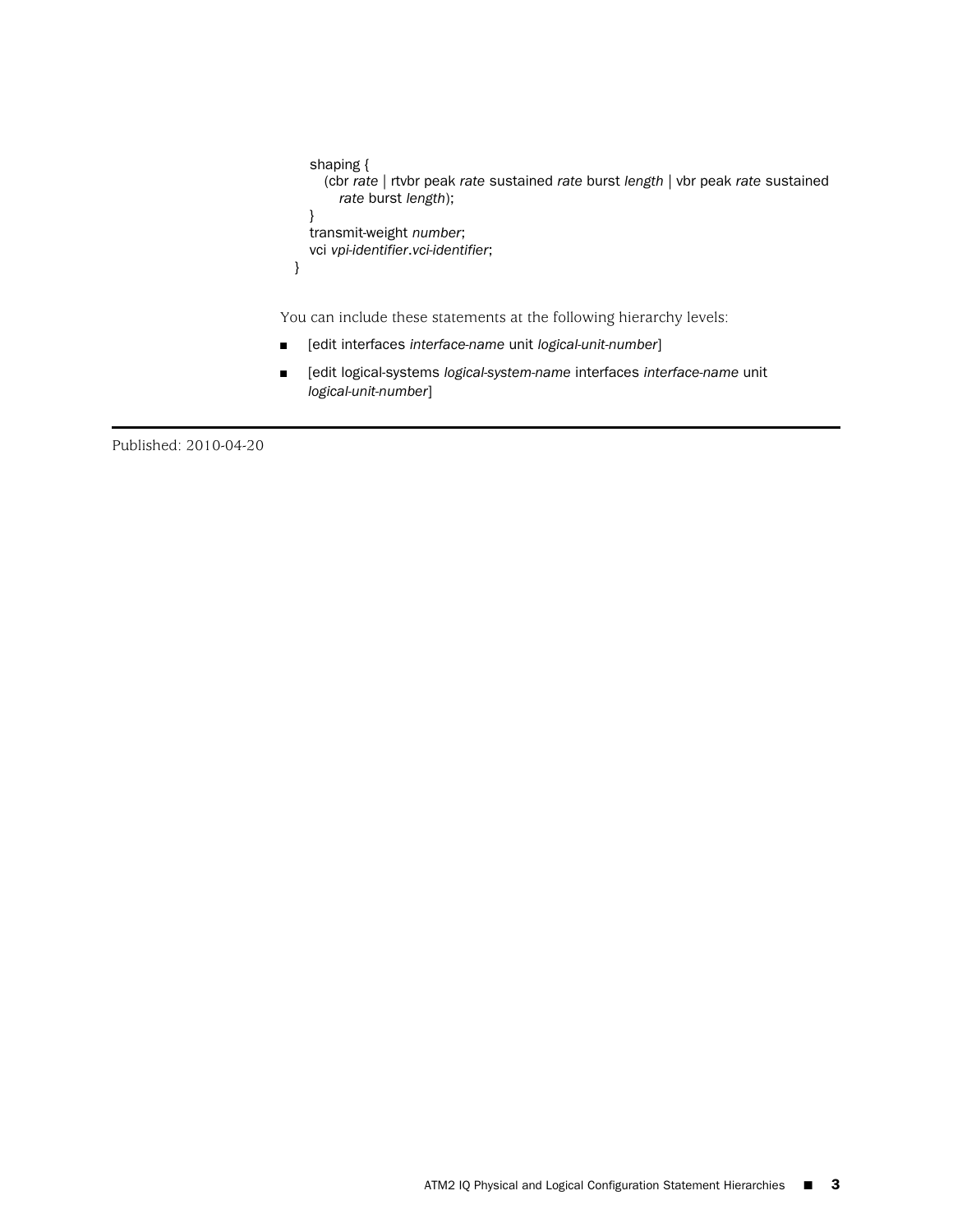```
    shaping {
      (cbr rate | rtvbr peak rate sustained rate burst length | vbr peak rate sustained
        rate burst length);
    }
    transmit-weight number;
    vci vpi-identifier.vci-identifier;
  }
```

You can include these statements at the following hierarchy levels:

- [edit interfaces *interface-name* unit *logical-unit-number*]
- [edit logical-systems *logical-system-name* interfaces *interface-name* unit *logical-unit-number*]

---

Published: 2010-04-20